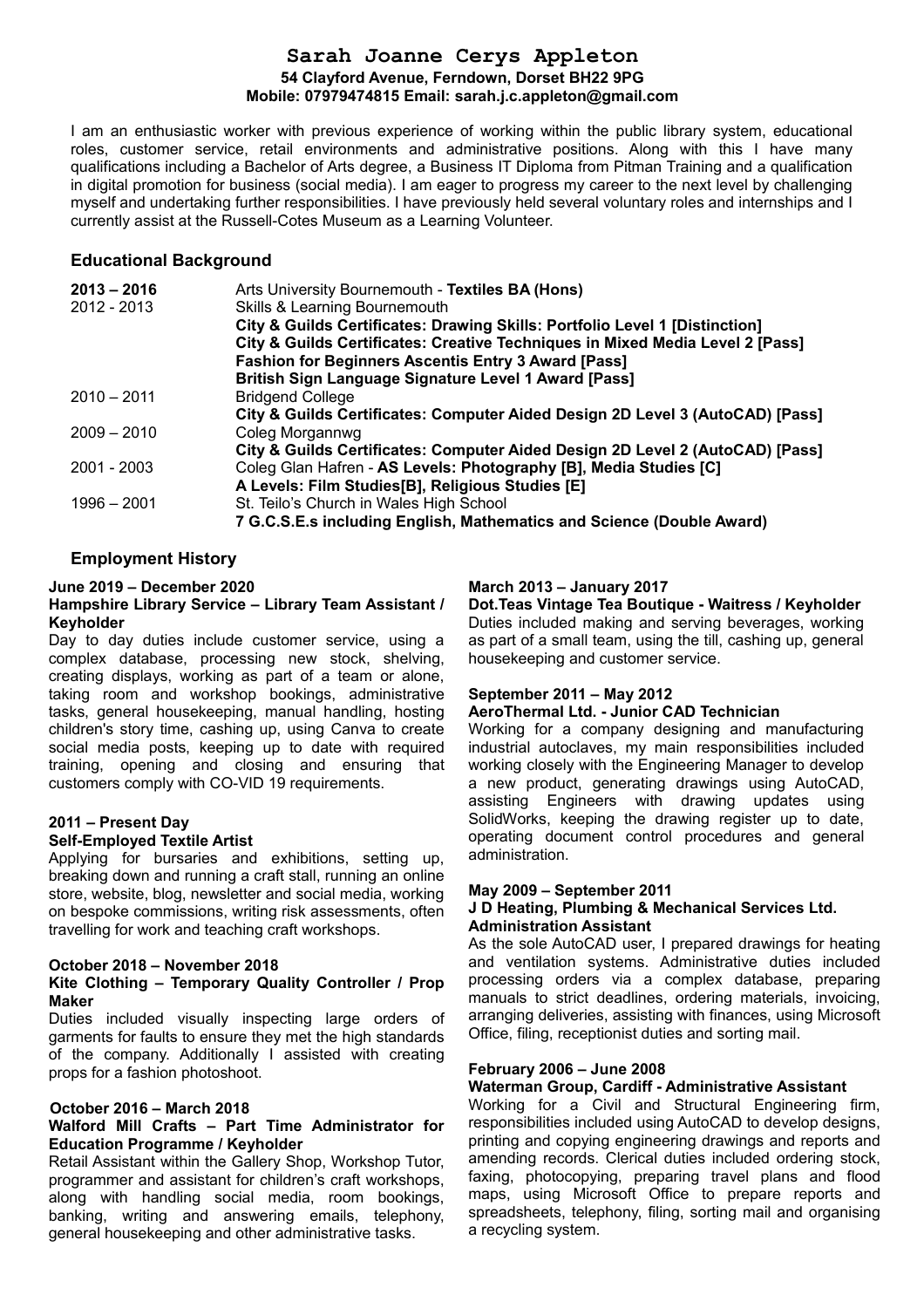# Sarah Joanne Cerys Appleton

**54 Clayford Avenue, Ferndown, Dorset BH22 9PG**
**Mobile: 07979474815 Email: sarah.j.c.appleton@gmail.com**

I am an enthusiastic worker with previous experience of working within the public library system, educational roles, customer service, retail environments and administrative positions. Along with this I have many qualifications including a Bachelor of Arts degree, a Business IT Diploma from Pitman Training and a qualification in digital promotion for business (social media). I am eager to progress my career to the next level by challenging myself and undertaking further responsibilities. I have previously held several voluntary roles and internships and I currently assist at the Russell-Cotes Museum as a Learning Volunteer.

## Educational Background

| | |
|---|---|
| **2013 – 2016** | Arts University Bournemouth - **Textiles BA (Hons)** |
| 2012 - 2013 | Skills & Learning Bournemouth<br>**City & Guilds Certificates: Drawing Skills: Portfolio Level 1 [Distinction]**<br>**City & Guilds Certificates: Creative Techniques in Mixed Media Level 2 [Pass]**<br>**Fashion for Beginners Ascentis Entry 3 Award [Pass]**<br>**British Sign Language Signature Level 1 Award [Pass]** |
| 2010 – 2011 | Bridgend College<br>**City & Guilds Certificates: Computer Aided Design 2D Level 3 (AutoCAD) [Pass]** |
| 2009 – 2010 | Coleg Morgannwg<br>**City & Guilds Certificates: Computer Aided Design 2D Level 2 (AutoCAD) [Pass]** |
| 2001 - 2003 | Coleg Glan Hafren - **AS Levels: Photography [B], Media Studies [C]**<br>**A Levels: Film Studies[B], Religious Studies [E]** |
| 1996 – 2001 | St. Teilo's Church in Wales High School<br>**7 G.C.S.E.s including English, Mathematics and Science (Double Award)** |

## Employment History

**June 2019 – December 2020**
**Hampshire Library Service – Library Team Assistant / Keyholder**
Day to day duties include customer service, using a complex database, processing new stock, shelving, creating displays, working as part of a team or alone, taking room and workshop bookings, administrative tasks, general housekeeping, manual handling, hosting children's story time, cashing up, using Canva to create social media posts, keeping up to date with required training, opening and closing and ensuring that customers comply with CO-VID 19 requirements.

**2011 – Present Day**
**Self-Employed Textile Artist**
Applying for bursaries and exhibitions, setting up, breaking down and running a craft stall, running an online store, website, blog, newsletter and social media, working on bespoke commissions, writing risk assessments, often travelling for work and teaching craft workshops.

**October 2018 – November 2018**
**Kite Clothing – Temporary Quality Controller / Prop Maker**
Duties included visually inspecting large orders of garments for faults to ensure they met the high standards of the company. Additionally I assisted with creating props for a fashion photoshoot.

**October 2016 – March 2018**
**Walford Mill Crafts – Part Time Administrator for Education Programme / Keyholder**
Retail Assistant within the Gallery Shop, Workshop Tutor, programmer and assistant for children's craft workshops, along with handling social media, room bookings, banking, writing and answering emails, telephony, general housekeeping and other administrative tasks.

**March 2013 – January 2017**
**Dot.Teas Vintage Tea Boutique - Waitress / Keyholder**
Duties included making and serving beverages, working as part of a small team, using the till, cashing up, general housekeeping and customer service.

**September 2011 – May 2012**
**AeroThermal Ltd. - Junior CAD Technician**
Working for a company designing and manufacturing industrial autoclaves, my main responsibilities included working closely with the Engineering Manager to develop a new product, generating drawings using AutoCAD, assisting Engineers with drawing updates using SolidWorks, keeping the drawing register up to date, operating document control procedures and general administration.

**May 2009 – September 2011**
**J D Heating, Plumbing & Mechanical Services Ltd. Administration Assistant**
As the sole AutoCAD user, I prepared drawings for heating and ventilation systems. Administrative duties included processing orders via a complex database, preparing manuals to strict deadlines, ordering materials, invoicing, arranging deliveries, assisting with finances, using Microsoft Office, filing, receptionist duties and sorting mail.

**February 2006 – June 2008**
**Waterman Group, Cardiff - Administrative Assistant**
Working for a Civil and Structural Engineering firm, responsibilities included using AutoCAD to develop designs, printing and copying engineering drawings and reports and amending records. Clerical duties included ordering stock, faxing, photocopying, preparing travel plans and flood maps, using Microsoft Office to prepare reports and spreadsheets, telephony, filing, sorting mail and organising a recycling system.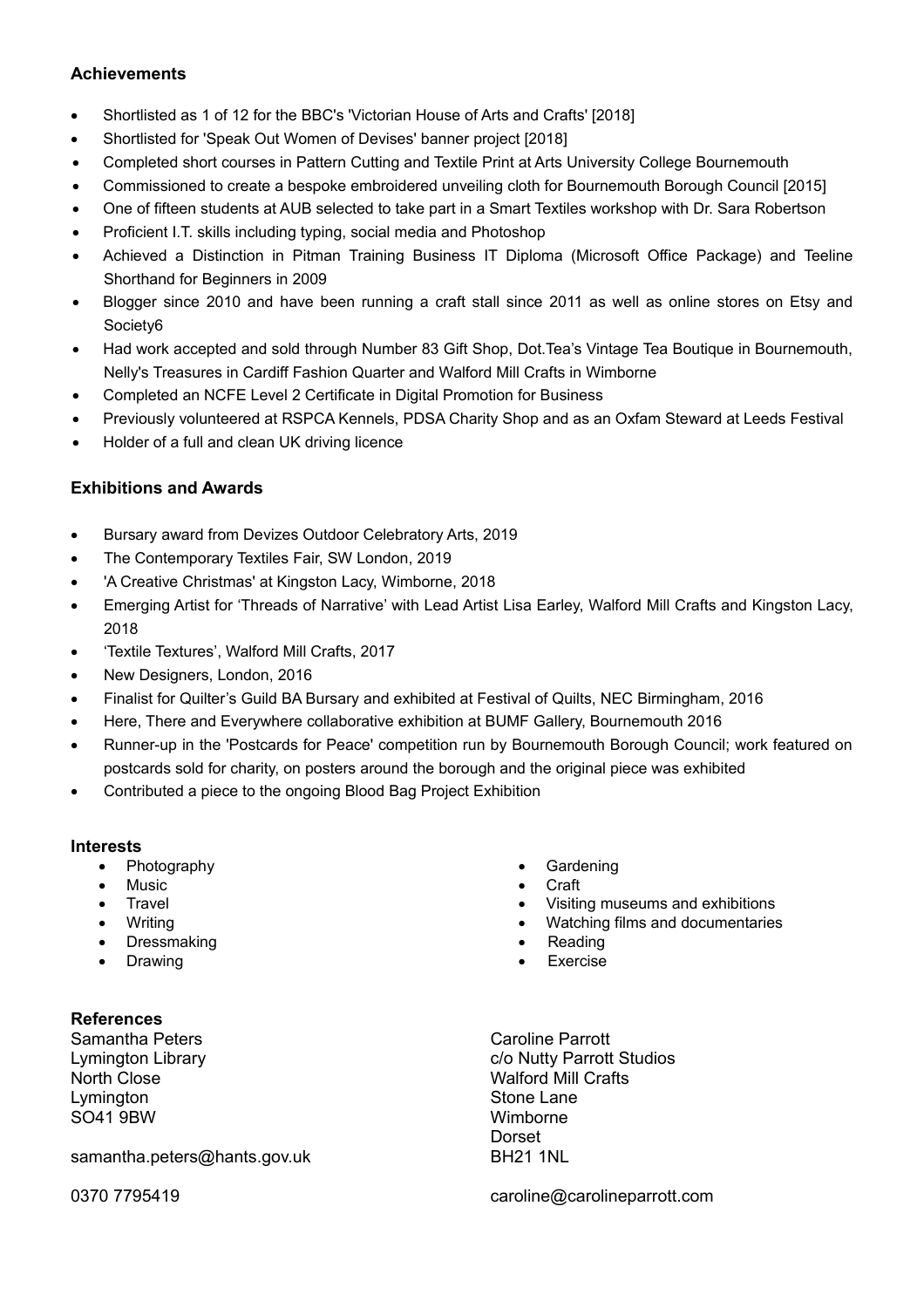### Achievements

- Shortlisted as 1 of 12 for the BBC's 'Victorian House of Arts and Crafts' [2018]
- Shortlisted for 'Speak Out Women of Devises' banner project [2018]
- Completed short courses in Pattern Cutting and Textile Print at Arts University College Bournemouth
- Commissioned to create a bespoke embroidered unveiling cloth for Bournemouth Borough Council [2015]
- One of fifteen students at AUB selected to take part in a Smart Textiles workshop with Dr. Sara Robertson
- Proficient I.T. skills including typing, social media and Photoshop
- Achieved a Distinction in Pitman Training Business IT Diploma (Microsoft Office Package) and Teeline Shorthand for Beginners in 2009
- Blogger since 2010 and have been running a craft stall since 2011 as well as online stores on Etsy and Society6
- Had work accepted and sold through Number 83 Gift Shop, Dot.Tea's Vintage Tea Boutique in Bournemouth, Nelly's Treasures in Cardiff Fashion Quarter and Walford Mill Crafts in Wimborne
- Completed an NCFE Level 2 Certificate in Digital Promotion for Business
- Previously volunteered at RSPCA Kennels, PDSA Charity Shop and as an Oxfam Steward at Leeds Festival
- Holder of a full and clean UK driving licence

### Exhibitions and Awards

- Bursary award from Devizes Outdoor Celebratory Arts, 2019
- The Contemporary Textiles Fair, SW London, 2019
- 'A Creative Christmas' at Kingston Lacy, Wimborne, 2018
- Emerging Artist for 'Threads of Narrative' with Lead Artist Lisa Earley, Walford Mill Crafts and Kingston Lacy, 2018
- 'Textile Textures', Walford Mill Crafts, 2017
- New Designers, London, 2016
- Finalist for Quilter's Guild BA Bursary and exhibited at Festival of Quilts, NEC Birmingham, 2016
- Here, There and Everywhere collaborative exhibition at BUMF Gallery, Bournemouth 2016
- Runner-up in the 'Postcards for Peace' competition run by Bournemouth Borough Council; work featured on postcards sold for charity, on posters around the borough and the original piece was exhibited
- Contributed a piece to the ongoing Blood Bag Project Exhibition

### Interests

- Photography
- Music
- Travel
- Writing
- Dressmaking
- Drawing
- Gardening
- Craft
- Visiting museums and exhibitions
- Watching films and documentaries
- Reading
- Exercise

### References

Samantha Peters
Lymington Library
North Close
Lymington
SO41 9BW

samantha.peters@hants.gov.uk

0370 7795419

Caroline Parrott
c/o Nutty Parrott Studios
Walford Mill Crafts
Stone Lane
Wimborne
Dorset
BH21 1NL

caroline@carolineparrott.com